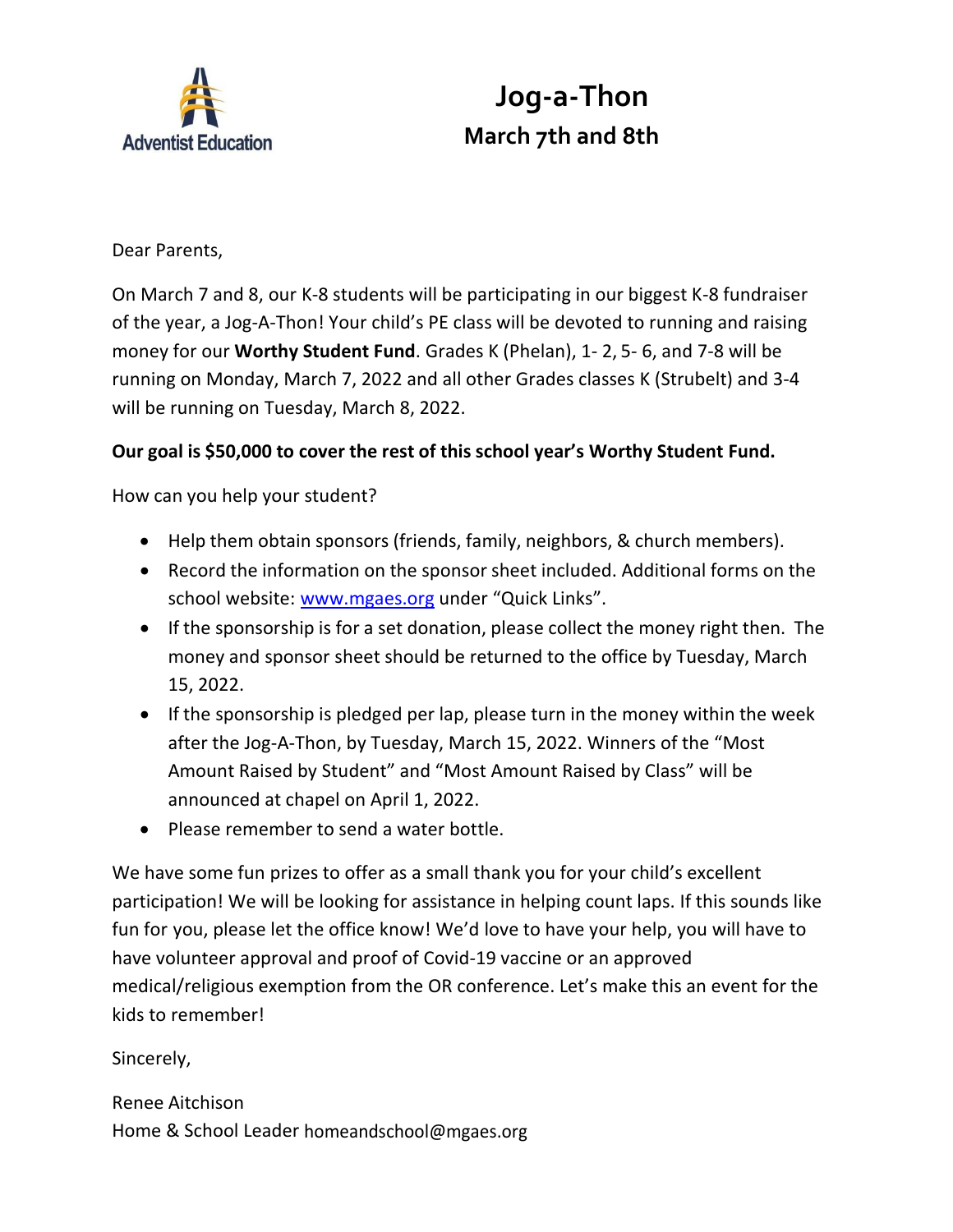Adventist Education

# Jog-a-Thon

## March 7th and 8th

Dear Parents,

On March 7 and 8, our K-8 students will be participating in our biggest K-8 fundraiser of the year, a Jog-A-Thon! Your child's PE class will be devoted to running and raising money for our **Worthy Student Fund**. Grades K (Phelan), 1- 2, 5- 6, and 7-8 will be running on Monday, March 7, 2022 and all other Grades classes K (Strubelt) and 3-4 will be running on Tuesday, March 8, 2022.

**Our goal is $50,000 to cover the rest of this school year's Worthy Student Fund.**

How can you help your student?

- Help them obtain sponsors (friends, family, neighbors, & church members).
- Record the information on the sponsor sheet included. Additional forms on the school website: [www.mgaes.org](http://www.mgaes.org) under "Quick Links".
- If the sponsorship is for a set donation, please collect the money right then. The money and sponsor sheet should be returned to the office by Tuesday, March 15, 2022.
- If the sponsorship is pledged per lap, please turn in the money within the week after the Jog-A-Thon, by Tuesday, March 15, 2022. Winners of the "Most Amount Raised by Student" and "Most Amount Raised by Class" will be announced at chapel on April 1, 2022.
- Please remember to send a water bottle.

We have some fun prizes to offer as a small thank you for your child's excellent participation! We will be looking for assistance in helping count laps. If this sounds like fun for you, please let the office know! We'd love to have your help, you will have to have volunteer approval and proof of Covid-19 vaccine or an approved medical/religious exemption from the OR conference. Let's make this an event for the kids to remember!

Sincerely,

Renee Aitchison
Home & School Leader homeandschool@mgaes.org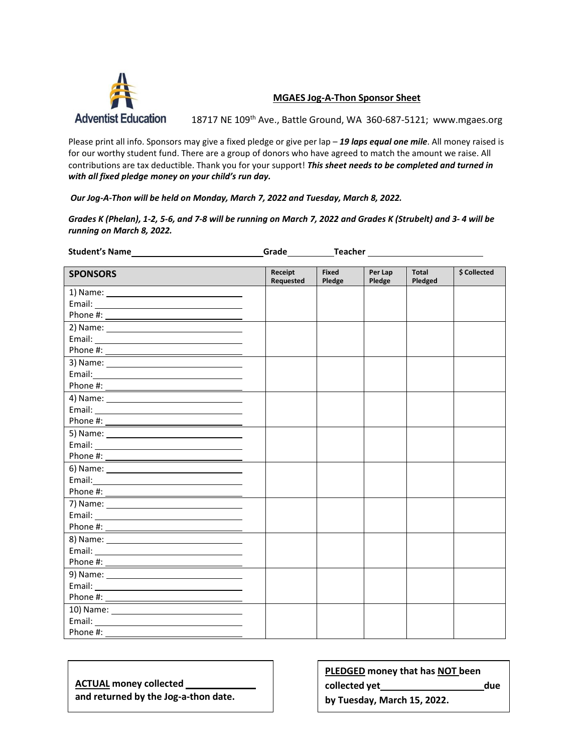Adventist Education

## MGAES Jog-A-Thon Sponsor Sheet

18717 NE 109th Ave., Battle Ground, WA 360-687-5121; www.mgaes.org

Please print all info. Sponsors may give a fixed pledge or give per lap – ***19 laps equal one mile***. All money raised is for our worthy student fund. There are a group of donors who have agreed to match the amount we raise. All contributions are tax deductible. Thank you for your support! ***This sheet needs to be completed and turned in with all fixed pledge money on your child's run day.***

***Our Jog-A-Thon will be held on Monday, March 7, 2022 and Tuesday, March 8, 2022.***

***Grades K (Phelan), 1-2, 5-6, and 7-8 will be running on March 7, 2022 and Grades K (Strubelt) and 3- 4 will be running on March 8, 2022.***

**Student's Name**\_\_\_\_\_\_\_\_\_\_\_\_\_\_\_\_\_\_\_\_\_\_\_\_\_\_\_\_ **Grade**\_\_\_\_\_\_\_\_\_\_ **Teacher** \_\_\_\_\_\_\_\_\_\_\_\_\_\_\_\_\_\_\_\_\_\_\_\_\_\_

| SPONSORS | Receipt Requested | Fixed Pledge | Per Lap Pledge | Total Pledged | $ Collected |
|---|---|---|---|---|---|
| 1) Name: \_\_\_\_\_\_\_\_\_\_\_\_\_\_\_\_\_\_\_\_<br>Email: \_\_\_\_\_\_\_\_\_\_\_\_\_\_\_\_\_\_\_\_<br>Phone #: \_\_\_\_\_\_\_\_\_\_\_\_\_\_\_\_\_\_\_\_ | | | | | |
| 2) Name: \_\_\_\_\_\_\_\_\_\_\_\_\_\_\_\_\_\_\_\_<br>Email: \_\_\_\_\_\_\_\_\_\_\_\_\_\_\_\_\_\_\_\_<br>Phone #: \_\_\_\_\_\_\_\_\_\_\_\_\_\_\_\_\_\_\_\_ | | | | | |
| 3) Name: \_\_\_\_\_\_\_\_\_\_\_\_\_\_\_\_\_\_\_\_<br>Email: \_\_\_\_\_\_\_\_\_\_\_\_\_\_\_\_\_\_\_\_<br>Phone #: \_\_\_\_\_\_\_\_\_\_\_\_\_\_\_\_\_\_\_\_ | | | | | |
| 4) Name: \_\_\_\_\_\_\_\_\_\_\_\_\_\_\_\_\_\_\_\_<br>Email: \_\_\_\_\_\_\_\_\_\_\_\_\_\_\_\_\_\_\_\_<br>Phone #: \_\_\_\_\_\_\_\_\_\_\_\_\_\_\_\_\_\_\_\_ | | | | | |
| 5) Name: \_\_\_\_\_\_\_\_\_\_\_\_\_\_\_\_\_\_\_\_<br>Email: \_\_\_\_\_\_\_\_\_\_\_\_\_\_\_\_\_\_\_\_<br>Phone #: \_\_\_\_\_\_\_\_\_\_\_\_\_\_\_\_\_\_\_\_ | | | | | |
| 6) Name: \_\_\_\_\_\_\_\_\_\_\_\_\_\_\_\_\_\_\_\_<br>Email: \_\_\_\_\_\_\_\_\_\_\_\_\_\_\_\_\_\_\_\_<br>Phone #: \_\_\_\_\_\_\_\_\_\_\_\_\_\_\_\_\_\_\_\_ | | | | | |
| 7) Name: \_\_\_\_\_\_\_\_\_\_\_\_\_\_\_\_\_\_\_\_<br>Email: \_\_\_\_\_\_\_\_\_\_\_\_\_\_\_\_\_\_\_\_<br>Phone #: \_\_\_\_\_\_\_\_\_\_\_\_\_\_\_\_\_\_\_\_ | | | | | |
| 8) Name: \_\_\_\_\_\_\_\_\_\_\_\_\_\_\_\_\_\_\_\_<br>Email: \_\_\_\_\_\_\_\_\_\_\_\_\_\_\_\_\_\_\_\_<br>Phone #: \_\_\_\_\_\_\_\_\_\_\_\_\_\_\_\_\_\_\_\_ | | | | | |
| 9) Name: \_\_\_\_\_\_\_\_\_\_\_\_\_\_\_\_\_\_\_\_<br>Email: \_\_\_\_\_\_\_\_\_\_\_\_\_\_\_\_\_\_\_\_<br>Phone #: \_\_\_\_\_\_\_\_\_\_\_\_\_\_\_\_\_\_\_\_ | | | | | |
| 10) Name: \_\_\_\_\_\_\_\_\_\_\_\_\_\_\_\_\_\_\_\_<br>Email: \_\_\_\_\_\_\_\_\_\_\_\_\_\_\_\_\_\_\_\_<br>Phone #: \_\_\_\_\_\_\_\_\_\_\_\_\_\_\_\_\_\_\_\_ | | | | | |

**<u>ACTUAL</u> money collected \_\_\_\_\_\_\_\_\_\_\_\_\_\_ and returned by the Jog-a-thon date.**

**<u>PLEDGED</u> money that has <u>NOT</u> been collected yet\_\_\_\_\_\_\_\_\_\_\_\_\_\_\_\_\_\_\_\_\_\_due by Tuesday, March 15, 2022.**